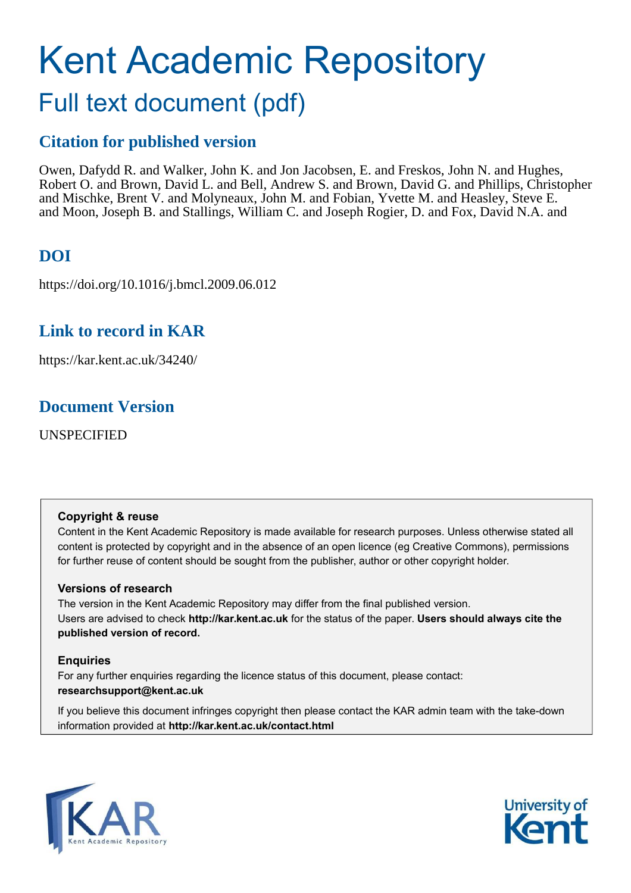# Kent Academic Repository

## Full text document (pdf)

## Citation for published version

Owen, Dafydd R. and Walker, John K. and Jon Jacobsen, E. and Freskos, John N. and Hughes, Robert O. and Brown, David L. and Bell, Andrew S. and Brown, David G. and Phillips, Christopher and Mischke, Brent V. and Molyneaux, John M. and Fobian, Yvette M. and Heasley, Steve E. and Moon, Joseph B. and Stallings, William C. and Joseph Rogier, D. and Fox, David N.A. and

## DOI

https://doi.org/10.1016/j.bmcl.2009.06.012

## Link to record in KAR

https://kar.kent.ac.uk/34240/

## Document Version

UNSPECIFIED

**Copyright & reuse**

Content in the Kent Academic Repository is made available for research purposes. Unless otherwise stated all content is protected by copyright and in the absence of an open licence (eg Creative Commons), permissions for further reuse of content should be sought from the publisher, author or other copyright holder.

**Versions of research**

The version in the Kent Academic Repository may differ from the final published version. Users are advised to check **http://kar.kent.ac.uk** for the status of the paper. **Users should always cite the published version of record.**

**Enquiries**

For any further enquiries regarding the licence status of this document, please contact: **researchsupport@kent.ac.uk**

If you believe this document infringes copyright then please contact the KAR admin team with the take-down information provided at **http://kar.kent.ac.uk/contact.html**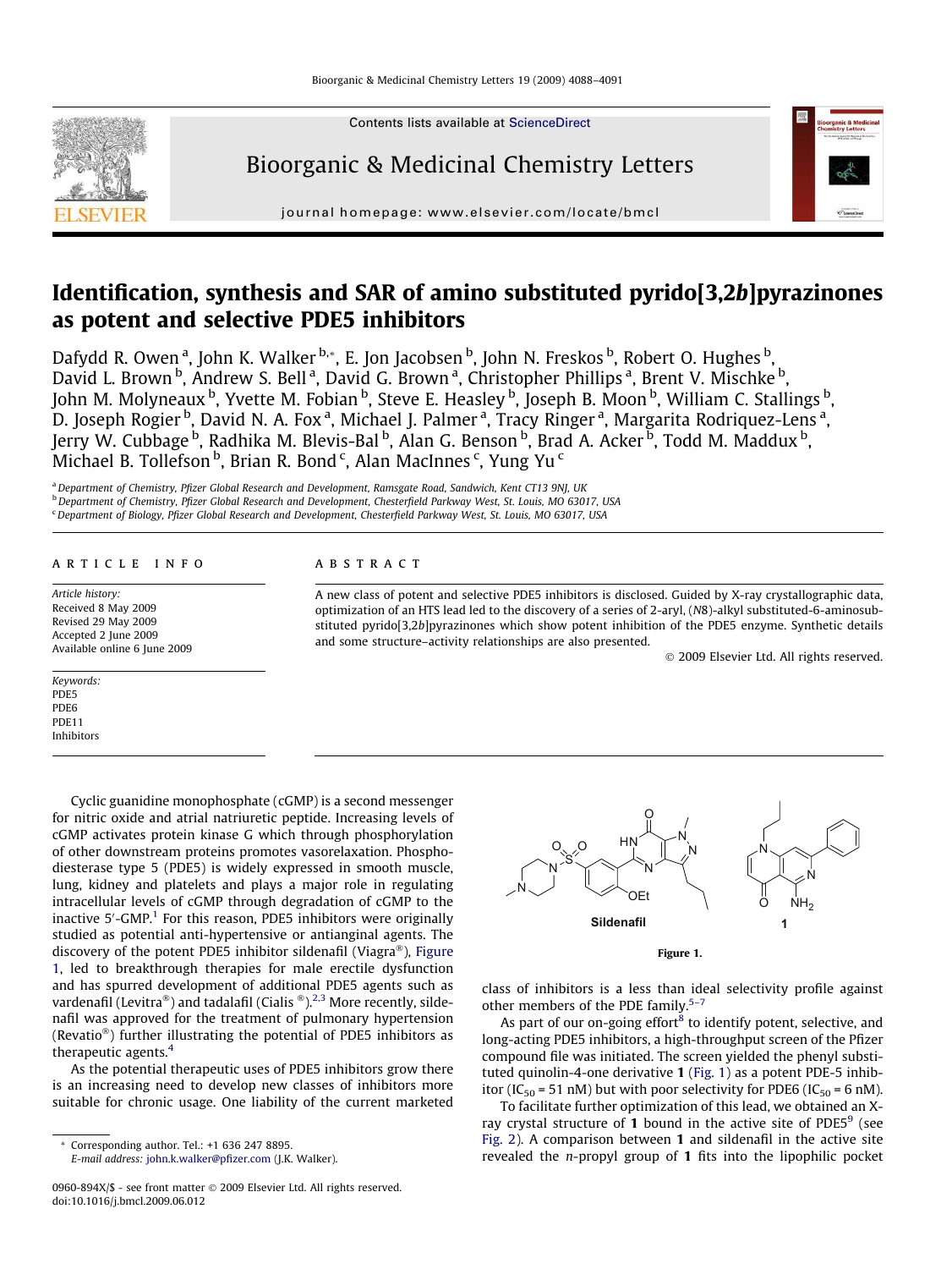# Identification, synthesis and SAR of amino substituted pyrido[3,2*b*]pyrazinones as potent and selective PDE5 inhibitors

Dafydd R. Owen [a], John K. Walker [b,*], E. Jon Jacobsen [b], John N. Freskos [b], Robert O. Hughes [b], David L. Brown [b], Andrew S. Bell [a], David G. Brown [a], Christopher Phillips [a], Brent V. Mischke [b], John M. Molyneaux [b], Yvette M. Fobian [b], Steve E. Heasley [b], Joseph B. Moon [b], William C. Stallings [b], D. Joseph Rogier [b], David N. A. Fox [a], Michael J. Palmer [a], Tracy Ringer [a], Margarita Rodriquez-Lens [a], Jerry W. Cubbage [b], Radhika M. Blevis-Bal [b], Alan G. Benson [b], Brad A. Acker [b], Todd M. Maddux [b], Michael B. Tollefson [b], Brian R. Bond [c], Alan MacInnes [c], Yung Yu [c]

[a] Department of Chemistry, Pfizer Global Research and Development, Ramsgate Road, Sandwich, Kent CT13 9NJ, UK
[b] Department of Chemistry, Pfizer Global Research and Development, Chesterfield Parkway West, St. Louis, MO 63017, USA
[c] Department of Biology, Pfizer Global Research and Development, Chesterfield Parkway West, St. Louis, MO 63017, USA

## ARTICLE INFO

*Article history:*
Received 8 May 2009
Revised 29 May 2009
Accepted 2 June 2009
Available online 6 June 2009

*Keywords:*
PDE5
PDE6
PDE11
Inhibitors

## ABSTRACT

A new class of potent and selective PDE5 inhibitors is disclosed. Guided by X-ray crystallographic data, optimization of an HTS lead led to the discovery of a series of 2-aryl, (*N*8)-alkyl substituted-6-aminosubstituted pyrido[3,2*b*]pyrazinones which show potent inhibition of the PDE5 enzyme. Synthetic details and some structure–activity relationships are also presented.

© 2009 Elsevier Ltd. All rights reserved.

Cyclic guanidine monophosphate (cGMP) is a second messenger for nitric oxide and atrial natriuretic peptide. Increasing levels of cGMP activates protein kinase G which through phosphorylation of other downstream proteins promotes vasorelaxation. Phosphodiesterase type 5 (PDE5) is widely expressed in smooth muscle, lung, kidney and platelets and plays a major role in regulating intracellular levels of cGMP through degradation of cGMP to the inactive 5′-GMP.[1] For this reason, PDE5 inhibitors were originally studied as potential anti-hypertensive or antianginal agents. The discovery of the potent PDE5 inhibitor sildenafil (Viagra®), Figure 1, led to breakthrough therapies for male erectile dysfunction and has spurred development of additional PDE5 agents such as vardenafil (Levitra®) and tadalafil (Cialis ®).[2,3] More recently, sildenafil was approved for the treatment of pulmonary hypertension (Revatio®) further illustrating the potential of PDE5 inhibitors as therapeutic agents.[4]

As the potential therapeutic uses of PDE5 inhibitors grow there is an increasing need to develop new classes of inhibitors more suitable for chronic usage. One liability of the current marketed class of inhibitors is a less than ideal selectivity profile against other members of the PDE family.[5–7]

Sildenafil        1

**Figure 1.**

As part of our on-going effort[8] to identify potent, selective, and long-acting PDE5 inhibitors, a high-throughput screen of the Pfizer compound file was initiated. The screen yielded the phenyl substituted quinolin-4-one derivative **1** (Fig. 1) as a potent PDE-5 inhibitor ($IC_{50}$ = 51 nM) but with poor selectivity for PDE6 ($IC_{50}$ = 6 nM).

To facilitate further optimization of this lead, we obtained an X-ray crystal structure of **1** bound in the active site of PDE5[9] (see Fig. 2). A comparison between **1** and sildenafil in the active site revealed the *n*-propyl group of **1** fits into the lipophilic pocket

* Corresponding author. Tel.: +1 636 247 8895.
*E-mail address:* john.k.walker@pfizer.com (J.K. Walker).

0960-894X/$ - see front matter © 2009 Elsevier Ltd. All rights reserved.
doi:10.1016/j.bmcl.2009.06.012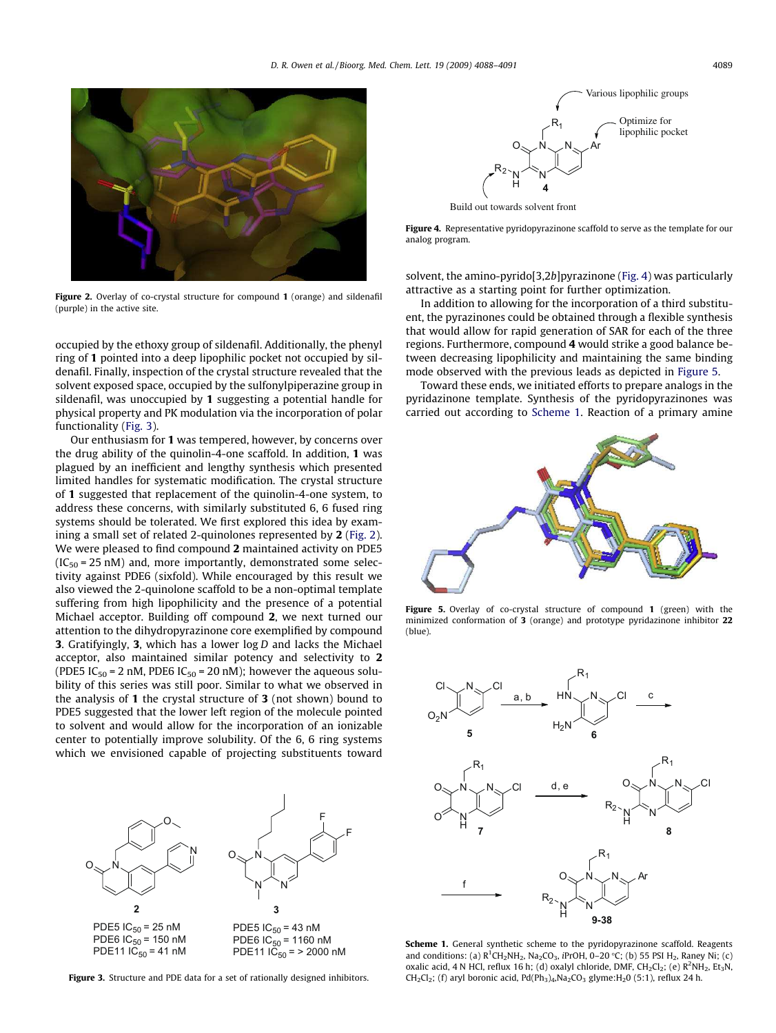Figure 2. Overlay of co-crystal structure for compound **1** (orange) and sildenafil (purple) in the active site.

occupied by the ethoxy group of sildenafil. Additionally, the phenyl ring of **1** pointed into a deep lipophilic pocket not occupied by sildenafil. Finally, inspection of the crystal structure revealed that the solvent exposed space, occupied by the sulfonylpiperazine group in sildenafil, was unoccupied by **1** suggesting a potential handle for physical property and PK modulation via the incorporation of polar functionality (Fig. 3).

Our enthusiasm for **1** was tempered, however, by concerns over the drug ability of the quinolin-4-one scaffold. In addition, **1** was plagued by an inefficient and lengthy synthesis which presented limited handles for systematic modification. The crystal structure of **1** suggested that replacement of the quinolin-4-one system, to address these concerns, with similarly substituted 6, 6 fused ring systems should be tolerated. We first explored this idea by examining a small set of related 2-quinolones represented by **2** (Fig. 2). We were pleased to find compound **2** maintained activity on PDE5 ($IC_{50}$ = 25 nM) and, more importantly, demonstrated some selectivity against PDE6 (sixfold). While encouraged by this result we also viewed the 2-quinolone scaffold to be a non-optimal template suffering from high lipophilicity and the presence of a potential Michael acceptor. Building off compound **2**, we next turned our attention to the dihydropyrazinone core exemplified by compound **3**. Gratifyingly, **3**, which has a lower log *D* and lacks the Michael acceptor, also maintained similar potency and selectivity to **2** (PDE5 $IC_{50}$ = 2 nM, PDE6 $IC_{50}$ = 20 nM); however the aqueous solubility of this series was still poor. Similar to what we observed in the analysis of **1** the crystal structure of **3** (not shown) bound to PDE5 suggested that the lower left region of the molecule pointed to solvent and would allow for the incorporation of an ionizable center to potentially improve solubility. Of the 6, 6 ring systems which we envisioned capable of projecting substituents toward solvent, the amino-pyrido[3,2*b*]pyrazinone (Fig. 4) was particularly attractive as a starting point for further optimization.

**2**: PDE5 $IC_{50}$ = 25 nM; PDE6 $IC_{50}$ = 150 nM; PDE11 $IC_{50}$ = 41 nM

**3**: PDE5 $IC_{50}$ = 43 nM; PDE6 $IC_{50}$ = 1160 nM; PDE11 $IC_{50}$ = > 2000 nM

Figure 3. Structure and PDE data for a set of rationally designed inhibitors.

Various lipophilic groups; Optimize for lipophilic pocket; Build out towards solvent front

Figure 4. Representative pyridopyrazinone scaffold to serve as the template for our analog program.

In addition to allowing for the incorporation of a third substituent, the pyrazinones could be obtained through a flexible synthesis that would allow for rapid generation of SAR for each of the three regions. Furthermore, compound **4** would strike a good balance between decreasing lipophilicity and maintaining the same binding mode observed with the previous leads as depicted in Figure 5.

Toward these ends, we initiated efforts to prepare analogs in the pyridazinone template. Synthesis of the pyridopyrazinones was carried out according to Scheme 1. Reaction of a primary amine

Figure 5. Overlay of co-crystal structure of compound **1** (green) with the minimized conformation of **3** (orange) and prototype pyridazinone inhibitor **22** (blue).

Scheme 1. General synthetic scheme to the pyridopyrazinone scaffold. Reagents and conditions: (a) $R^1CH_2NH_2$, $Na_2CO_3$, *i*PrOH, 0–20 °C; (b) 55 PSI $H_2$, Raney Ni; (c) oxalic acid, 4 N HCl, reflux 16 h; (d) oxalyl chloride, DMF, $CH_2Cl_2$; (e) $R^2NH_2$, $Et_3N$, $CH_2Cl_2$; (f) aryl boronic acid, $Pd(Ph_3)_4$,$Na_2CO_3$ glyme:$H_20$ (5:1), reflux 24 h.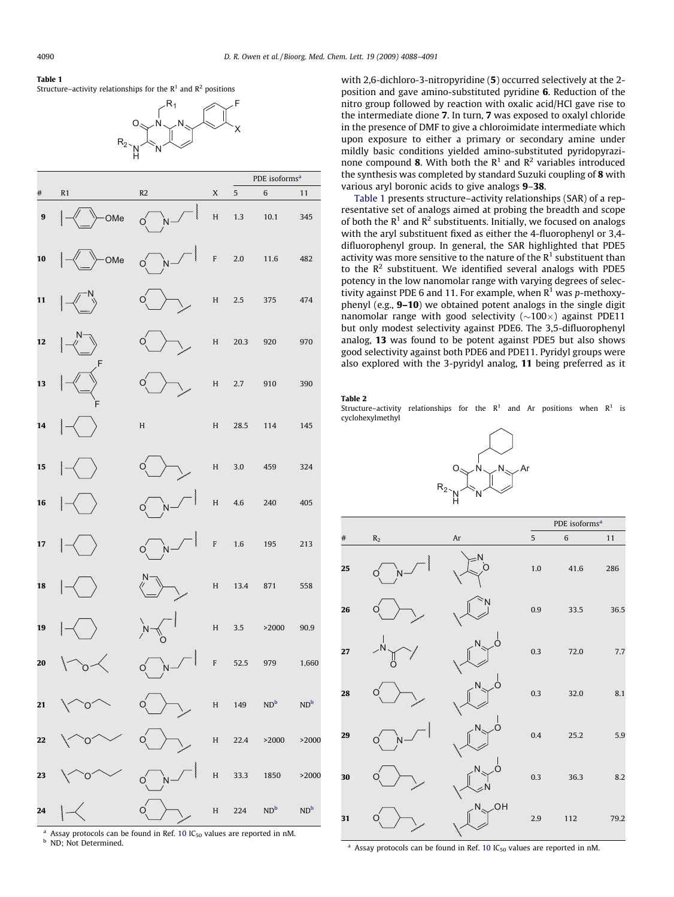**Table 1**
Structure–activity relationships for the $R^1$ and $R^2$ positions

| # | R1 | R2 | X | PDE isoforms[a] 5 | 6 | 11 |
|---|---|---|---|---|---|---|
| 9 | 4-methoxyphenyl | 2-(morpholin-4-yl)ethyl | H | 1.3 | 10.1 | 345 |
| 10 | 4-methoxyphenyl | 2-(morpholin-4-yl)ethyl | F | 2.0 | 11.6 | 482 |
| 11 | 3-pyridyl | (tetrahydropyran-4-yl)methyl | H | 2.5 | 375 | 474 |
| 12 | 2-pyridyl | (tetrahydropyran-4-yl)methyl | H | 20.3 | 920 | 970 |
| 13 | 3,5-difluorophenyl | (tetrahydropyran-4-yl)methyl | H | 2.7 | 910 | 390 |
| 14 | cyclohexyl | H | H | 28.5 | 114 | 145 |
| 15 | cyclohexyl | (tetrahydropyran-4-yl)methyl | H | 3.0 | 459 | 324 |
| 16 | cyclohexyl | 2-(morpholin-4-yl)ethyl | H | 4.6 | 240 | 405 |
| 17 | cyclohexyl | 2-(morpholin-4-yl)ethyl | F | 1.6 | 195 | 213 |
| 18 | cyclohexyl | (pyridin-3-yl)methyl | H | 13.4 | 871 | 558 |
| 19 | cyclohexyl | $CH_2C(O)N(CH_3)_2$ | H | 3.5 | >2000 | 90.9 |
| 20 | $CH_2OCH(CH_3)_2$ | 2-(morpholin-4-yl)ethyl | F | 52.5 | 979 | 1,660 |
| 21 | $CH_2OCH_2CH_3$ | (tetrahydropyran-4-yl)methyl | H | 149 | ND[b] | ND[b] |
| 22 | $CH_2OCH_2CH_2CH_3$ | (tetrahydropyran-4-yl)methyl | H | 22.4 | >2000 | >2000 |
| 23 | $CH_2OCH_2CH_2CH_3$ | 2-(morpholin-4-yl)ethyl | H | 33.3 | 1850 | >2000 |
| 24 | isopropyl | (tetrahydropyran-4-yl)methyl | H | 224 | ND[b] | ND[b] |

[a] Assay protocols can be found in Ref. 10 $IC_{50}$ values are reported in nM.
[b] ND; Not Determined.

with 2,6-dichloro-3-nitropyridine (**5**) occurred selectively at the 2-position and gave amino-substituted pyridine **6**. Reduction of the nitro group followed by reaction with oxalic acid/HCl gave rise to the intermediate dione **7**. In turn, **7** was exposed to oxalyl chloride in the presence of DMF to give a chloroimidate intermediate which upon exposure to either a primary or secondary amine under mildly basic conditions yielded amino-substituted pyridopyrazinone compound **8**. With both the $R^1$ and $R^2$ variables introduced the synthesis was completed by standard Suzuki coupling of **8** with various aryl boronic acids to give analogs **9**–**38**.

Table 1 presents structure–activity relationships (SAR) of a representative set of analogs aimed at probing the breadth and scope of both the $R^1$ and $R^2$ substituents. Initially, we focused on analogs with the aryl substituent fixed as either the 4-fluorophenyl or 3,4-difluorophenyl group. In general, the SAR highlighted that PDE5 activity was more sensitive to the nature of the $R^1$ substituent than to the $R^2$ substituent. We identified several analogs with PDE5 potency in the low nanomolar range with varying degrees of selectivity against PDE 6 and 11. For example, when $R^1$ was *p*-methoxyphenyl (e.g., **9**–**10**) we obtained potent analogs in the single digit nanomolar range with good selectivity (~100×) against PDE11 but only modest selectivity against PDE6. The 3,5-difluorophenyl analog, **13** was found to be potent against PDE5 but also shows good selectivity against both PDE6 and PDE11. Pyridyl groups were also explored with the 3-pyridyl analog, **11** being preferred as it

**Table 2**
Structure–activity relationships for the $R^1$ and Ar positions when $R^1$ is cyclohexylmethyl

| # | $R_2$ | Ar | PDE isoforms[a] 5 | 6 | 11 |
|---|---|---|---|---|---|
| 25 | 2-(morpholin-4-yl)ethyl | 3,5-dimethylisoxazol-4-yl | 1.0 | 41.6 | 286 |
| 26 | (tetrahydropyran-4-yl)methyl | 4-pyridyl | 0.9 | 33.5 | 36.5 |
| 27 | $CH_2C(O)N(CH_3)_2$ | 6-methoxypyridin-3-yl | 0.3 | 72.0 | 7.7 |
| 28 | (tetrahydropyran-4-yl)methyl | 6-methoxypyridin-3-yl | 0.3 | 32.0 | 8.1 |
| 29 | 2-(morpholin-4-yl)ethyl | 6-methoxypyridin-3-yl | 0.4 | 25.2 | 5.9 |
| 30 | (tetrahydropyran-4-yl)methyl | 2-methoxypyrimidin-5-yl | 0.3 | 36.3 | 8.2 |
| 31 | (tetrahydropyran-4-yl)methyl | 6-hydroxypyridin-3-yl | 2.9 | 112 | 79.2 |

[a] Assay protocols can be found in Ref. 10 $IC_{50}$ values are reported in nM.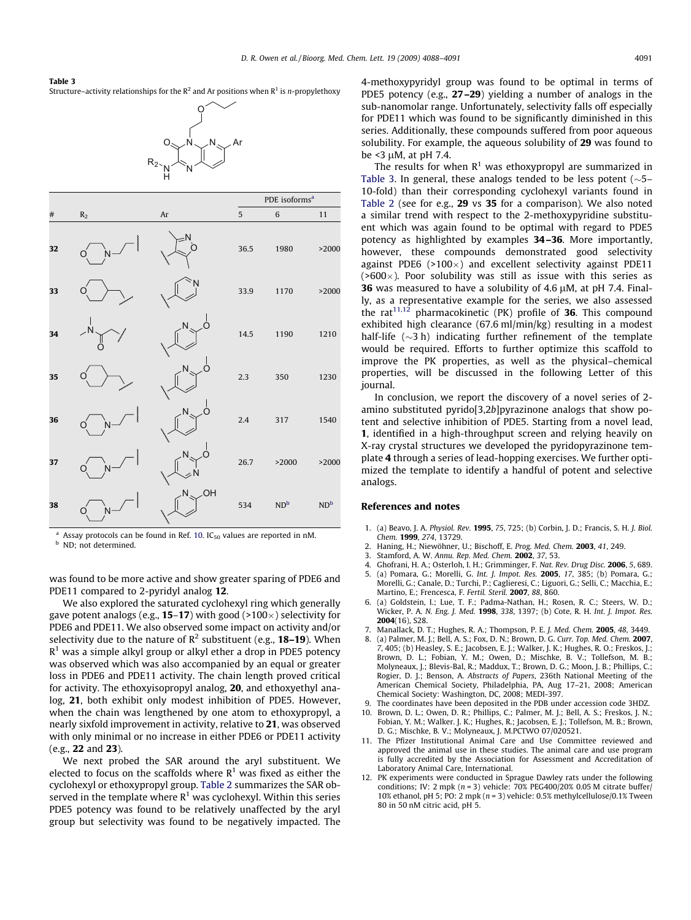**Table 3**
Structure–activity relationships for the $R^2$ and Ar positions when $R^1$ is *n*-propylethoxy

| # | $R_2$ | Ar | PDE isoforms[a] | | |
|---|---|---|---|---|---|
| | | | 5 | 6 | 11 |
| **32** | | | 36.5 | 1980 | >2000 |
| **33** | | | 33.9 | 1170 | >2000 |
| **34** | | | 14.5 | 1190 | 1210 |
| **35** | | | 2.3 | 350 | 1230 |
| **36** | | | 2.4 | 317 | 1540 |
| **37** | | | 26.7 | >2000 | >2000 |
| **38** | | | 534 | ND[b] | ND[b] |

[a] Assay protocols can be found in Ref. 10. $IC_{50}$ values are reported in nM.
[b] ND; not determined.

was found to be more active and show greater sparing of PDE6 and PDE11 compared to 2-pyridyl analog **12**.

We also explored the saturated cyclohexyl ring which generally gave potent analogs (e.g., **15**–**17**) with good (>100×) selectivity for PDE6 and PDE11. We also observed some impact on activity and/or selectivity due to the nature of $R^2$ substituent (e.g., **18–19**). When $R^1$ was a simple alkyl group or alkyl ether a drop in PDE5 potency was observed which was also accompanied by an equal or greater loss in PDE6 and PDE11 activity. The chain length proved critical for activity. The ethoxyisopropyl analog, **20**, and ethoxyethyl analog, **21**, both exhibit only modest inhibition of PDE5. However, when the chain was lengthened by one atom to ethoxypropyl, a nearly sixfold improvement in activity, relative to **21**, was observed with only minimal or no increase in either PDE6 or PDE11 activity (e.g., **22** and **23**).

We next probed the SAR around the aryl substituent. We elected to focus on the scaffolds where $R^1$ was fixed as either the cyclohexyl or ethoxypropyl group. Table 2 summarizes the SAR observed in the template where $R^1$ was cyclohexyl. Within this series PDE5 potency was found to be relatively unaffected by the aryl group but selectivity was found to be negatively impacted. The 4-methoxypyridyl group was found to be optimal in terms of PDE5 potency (e.g., **27–29**) yielding a number of analogs in the sub-nanomolar range. Unfortunately, selectivity falls off especially for PDE11 which was found to be significantly diminished in this series. Additionally, these compounds suffered from poor aqueous solubility. For example, the aqueous solubility of **29** was found to be <3 μM, at pH 7.4.

The results for when $R^1$ was ethoxypropyl are summarized in Table 3. In general, these analogs tended to be less potent (~5–10-fold) than their corresponding cyclohexyl variants found in Table 2 (see for e.g., **29** vs **35** for a comparison). We also noted a similar trend with respect to the 2-methoxypyridine substituent which was again found to be optimal with regard to PDE5 potency as highlighted by examples **34–36**. More importantly, however, these compounds demonstrated good selectivity against PDE6 (>100×) and excellent selectivity against PDE11 (>600×). Poor solubility was still as issue with this series as **36** was measured to have a solubility of 4.6 μM, at pH 7.4. Finally, as a representative example for the series, we also assessed the rat[11,12] pharmacokinetic (PK) profile of **36**. This compound exhibited high clearance (67.6 ml/min/kg) resulting in a modest half-life (~3 h) indicating further refinement of the template would be required. Efforts to further optimize this scaffold to improve the PK properties, as well as the physical–chemical properties, will be discussed in the following Letter of this journal.

In conclusion, we report the discovery of a novel series of 2-amino substituted pyrido[3,2*b*]pyrazinone analogs that show potent and selective inhibition of PDE5. Starting from a novel lead, **1**, identified in a high-throughput screen and relying heavily on X-ray crystal structures we developed the pyridopyrazinone template **4** through a series of lead-hopping exercises. We further optimized the template to identify a handful of potent and selective analogs.

## References and notes

1. (a) Beavo, J. A. *Physiol. Rev.* **1995**, *75*, 725; (b) Corbin, J. D.; Francis, S. H. *J. Biol. Chem.* **1999**, *274*, 13729.
2. Haning, H.; Niewöhner, U.; Bischoff, E. *Prog. Med. Chem.* **2003**, *41*, 249.
3. Stamford, A. W. *Annu. Rep. Med. Chem.* **2002**, *37*, 53.
4. Ghofrani, H. A.; Osterloh, I. H.; Grimminger, F. *Nat. Rev. Drug Disc.* **2006**, *5*, 689.
5. (a) Pomara, G.; Morelli, G. *Int. J. Impot. Res.* **2005**, *17*, 385; (b) Pomara, G.; Morelli, G.; Canale, D.; Turchi, P.; Caglieresi, C.; Liguori, G.; Selli, C.; Macchia, E.; Martino, E.; Frencesca, F. *Fertil. Steril.* **2007**, *88*, 860.
6. (a) Goldstein, I.; Lue, T. F.; Padma-Nathan, H.; Rosen, R. C.; Steers, W. D.; Wicker, P. A. *N. Eng. J. Med.* **1998**, *338*, 1397; (b) Cote, R. H. *Int. J. Impot. Res.* **2004**(16), S28.
7. Manallack, D. T.; Hughes, R. A.; Thompson, P. E. *J. Med. Chem.* **2005**, *48*, 3449.
8. (a) Palmer, M. J.; Bell, A. S.; Fox, D. N.; Brown, D. G. *Curr. Top. Med. Chem.* **2007**, *7*, 405; (b) Heasley, S. E.; Jacobsen, E. J.; Walker, J. K.; Hughes, R. O.; Freskos, J.; Brown, D. L.; Fobian, Y. M.; Owen, D.; Mischke, B. V.; Tollefson, M. B.; Molyneaux, J.; Blevis-Bal, R.; Maddux, T.; Brown, D. G.; Moon, J. B.; Phillips, C.; Rogier, D. J.; Benson, A. *Abstracts of Papers*, 236th National Meeting of the American Chemical Society, Philadelphia, PA, Aug 17–21, 2008; American Chemical Society: Washington, DC, 2008; MEDI-397.
9. The coordinates have been deposited in the PDB under accession code 3HDZ.
10. Brown, D. L.; Owen, D. R.; Phillips, C.; Palmer, M. J.; Bell, A. S.; Freskos, J. N.; Fobian, Y. M.; Walker. J. K.; Hughes, R.; Jacobsen, E. J.; Tollefson, M. B.; Brown, D. G.; Mischke, B. V.; Molyneaux, J. M.PCTWO 07/020521.
11. The Pfizer Institutional Animal Care and Use Committee reviewed and approved the animal use in these studies. The animal care and use program is fully accredited by the Association for Assessment and Accreditation of Laboratory Animal Care, International.
12. PK experiments were conducted in Sprague Dawley rats under the following conditions; IV: 2 mpk ($n$ = 3) vehicle: 70% PEG400/20% 0.05 M citrate buffer/10% ethanol, pH 5; PO: 2 mpk ($n$ = 3) vehicle: 0.5% methylcellulose/0.1% Tween 80 in 50 nM citric acid, pH 5.